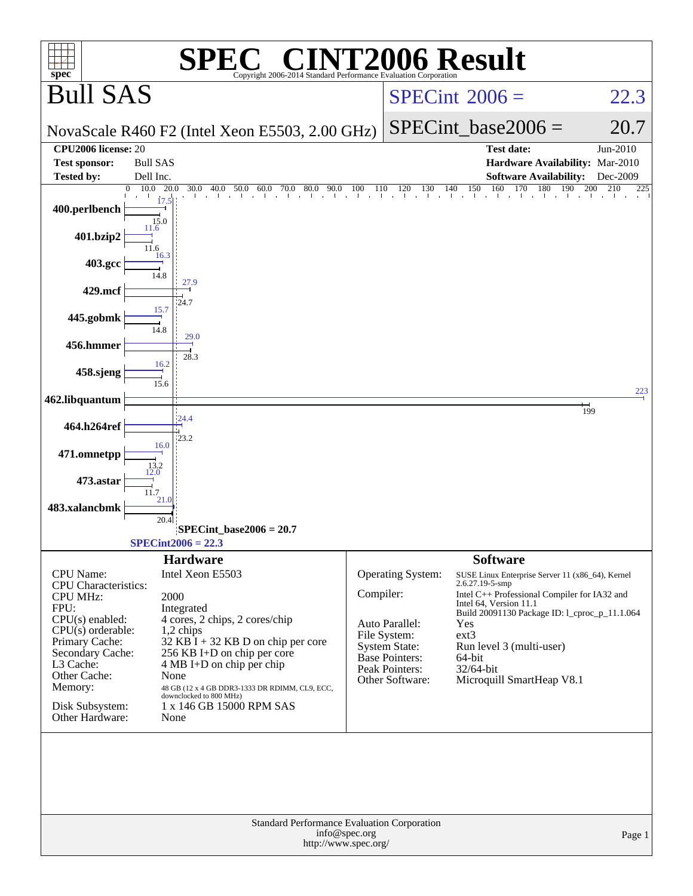# SPEC CINT2006 Result

Copyright 2006-2014 Standard Performance Evaluation Corporation

## Bull SAS

NovaScale R460 F2 (Intel Xeon E5503, 2.00 GHz)

SPECint 2006 = 22.3

SPECint_base2006 = 20.7

| | | | |
|---|---|---|---|
| **CPU2006 license:** | 20 | **Test date:** | Jun-2010 |
| **Test sponsor:** | Bull SAS | **Hardware Availability:** | Mar-2010 |
| **Tested by:** | Dell Inc. | **Software Availability:** | Dec-2009 |

| Benchmark | Peak | Base |
|---|---|---|
| 400.perlbench | 17.5 | 15.0 |
| 401.bzip2 | 11.6 | 11.6 |
| 403.gcc | 16.3 | 14.8 |
| 429.mcf | 27.9 | 24.7 |
| 445.gobmk | 15.7 | 14.8 |
| 456.hmmer | 29.0 | 28.3 |
| 458.sjeng | 16.2 | 15.6 |
| 462.libquantum | 223 | 199 |
| 464.h264ref | 24.4 | 23.2 |
| 471.omnetpp | 16.0 | 13.2 |
| 473.astar | 12.0 | 11.7 |
| 483.xalancbmk | 21.0 | 20.4 |

SPECint_base2006 = 20.7

SPECint2006 = 22.3

## Hardware

| | |
|---|---|
| CPU Name: | Intel Xeon E5503 |
| CPU Characteristics: | |
| CPU MHz: | 2000 |
| FPU: | Integrated |
| CPU(s) enabled: | 4 cores, 2 chips, 2 cores/chip |
| CPU(s) orderable: | 1,2 chips |
| Primary Cache: | 32 KB I + 32 KB D on chip per core |
| Secondary Cache: | 256 KB I+D on chip per core |
| L3 Cache: | 4 MB I+D on chip per chip |
| Other Cache: | None |
| Memory: | 48 GB (12 x 4 GB DDR3-1333 DR RDIMM, CL9, ECC, downclocked to 800 MHz) |
| Disk Subsystem: | 1 x 146 GB 15000 RPM SAS |
| Other Hardware: | None |

## Software

| | |
|---|---|
| Operating System: | SUSE Linux Enterprise Server 11 (x86_64), Kernel 2.6.27.19-5-smp |
| Compiler: | Intel C++ Professional Compiler for IA32 and Intel 64, Version 11.1 Build 20091130 Package ID: l_cproc_p_11.1.064 |
| Auto Parallel: | Yes |
| File System: | ext3 |
| System State: | Run level 3 (multi-user) |
| Base Pointers: | 64-bit |
| Peak Pointers: | 32/64-bit |
| Other Software: | Microquill SmartHeap V8.1 |

Standard Performance Evaluation Corporation
info@spec.org
http://www.spec.org/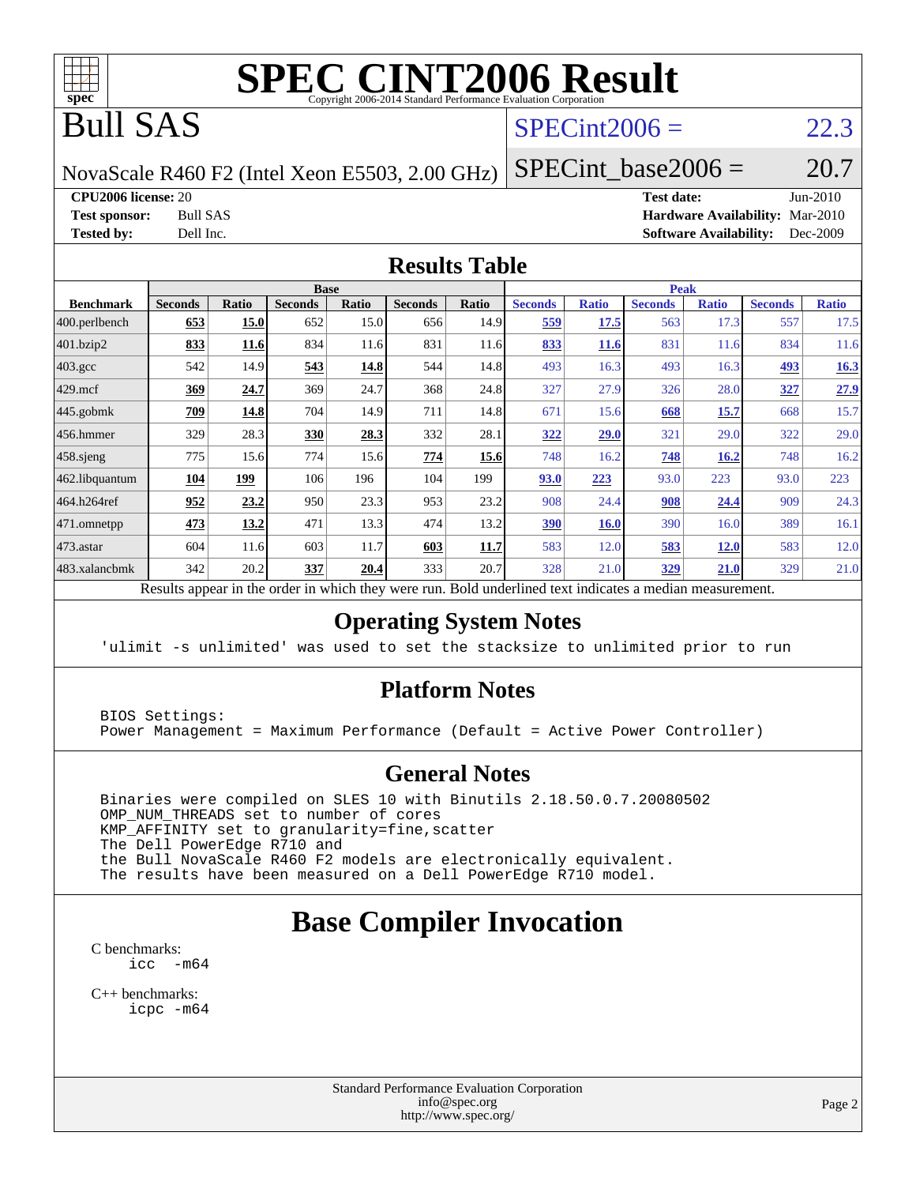# SPEC CINT2006 Result

Copyright 2006-2014 Standard Performance Evaluation Corporation

## Bull SAS

NovaScale R460 F2 (Intel Xeon E5503, 2.00 GHz)

SPECint2006 = 22.3

SPECint_base2006 = 20.7

**CPU2006 license:** 20
**Test sponsor:** Bull SAS
**Tested by:** Dell Inc.

**Test date:** Jun-2010
**Hardware Availability:** Mar-2010
**Software Availability:** Dec-2009

## Results Table

| Benchmark | Base | | | | | | Peak | | | | | |
|---|---|---|---|---|---|---|---|---|---|---|---|---|
| | Seconds | Ratio | Seconds | Ratio | Seconds | Ratio | Seconds | Ratio | Seconds | Ratio | Seconds | Ratio |
| 400.perlbench | **653** | **15.0** | 652 | 15.0 | 656 | 14.9 | **559** | **17.5** | 563 | 17.3 | 557 | 17.5 |
| 401.bzip2 | **833** | **11.6** | 834 | 11.6 | 831 | 11.6 | **833** | **11.6** | 831 | 11.6 | 834 | 11.6 |
| 403.gcc | 542 | 14.9 | **543** | **14.8** | 544 | 14.8 | 493 | 16.3 | 493 | 16.3 | **493** | **16.3** |
| 429.mcf | **369** | **24.7** | 369 | 24.7 | 368 | 24.8 | 327 | 27.9 | 326 | 28.0 | **327** | **27.9** |
| 445.gobmk | **709** | **14.8** | 704 | 14.9 | 711 | 14.8 | 671 | 15.6 | **668** | **15.7** | 668 | 15.7 |
| 456.hmmer | 329 | 28.3 | **330** | **28.3** | 332 | 28.1 | **322** | **29.0** | 321 | 29.0 | 322 | 29.0 |
| 458.sjeng | 775 | 15.6 | 774 | 15.6 | **774** | **15.6** | 748 | 16.2 | **748** | **16.2** | 748 | 16.2 |
| 462.libquantum | **104** | **199** | 106 | 196 | 104 | 199 | **93.0** | **223** | 93.0 | 223 | 93.0 | 223 |
| 464.h264ref | **952** | **23.2** | 950 | 23.3 | 953 | 23.2 | 908 | 24.4 | **908** | **24.4** | 909 | 24.3 |
| 471.omnetpp | **473** | **13.2** | 471 | 13.3 | 474 | 13.2 | **390** | **16.0** | 390 | 16.0 | 389 | 16.1 |
| 473.astar | 604 | 11.6 | 603 | 11.7 | **603** | **11.7** | 583 | 12.0 | **583** | **12.0** | 583 | 12.0 |
| 483.xalancbmk | 342 | 20.2 | **337** | **20.4** | 333 | 20.7 | 328 | 21.0 | **329** | **21.0** | 329 | 21.0 |

Results appear in the order in which they were run. Bold underlined text indicates a median measurement.

## Operating System Notes

```
'ulimit -s unlimited' was used to set the stacksize to unlimited prior to run
```

## Platform Notes

```
BIOS Settings:
Power Management = Maximum Performance (Default = Active Power Controller)
```

## General Notes

```
Binaries were compiled on SLES 10 with Binutils 2.18.50.0.7.20080502
OMP_NUM_THREADS set to number of cores
KMP_AFFINITY set to granularity=fine,scatter
The Dell PowerEdge R710 and
the Bull NovaScale R460 F2 models are electronically equivalent.
The results have been measured on a Dell PowerEdge R710 model.
```

# Base Compiler Invocation

C benchmarks:
```
icc  -m64
```

C++ benchmarks:
```
icpc -m64
```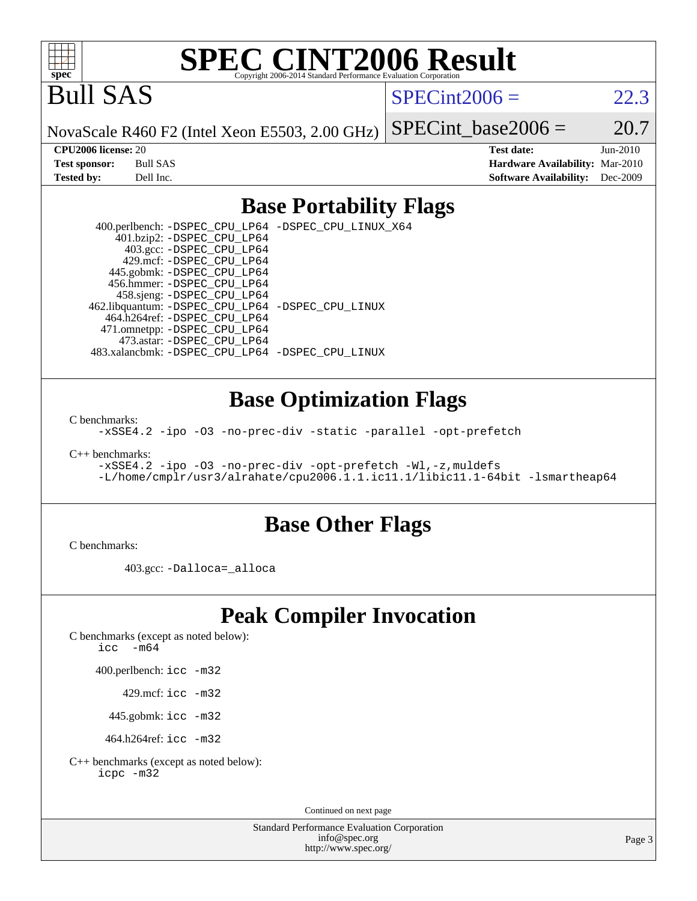# SPEC CINT2006 Result

Copyright 2006-2014 Standard Performance Evaluation Corporation

# Bull SAS

NovaScale R460 F2 (Intel Xeon E5503, 2.00 GHz)

SPECint2006 = 22.3

SPECint_base2006 = 20.7

**CPU2006 license:** 20
**Test sponsor:** Bull SAS
**Tested by:** Dell Inc.

**Test date:** Jun-2010
**Hardware Availability:** Mar-2010
**Software Availability:** Dec-2009

## Base Portability Flags

400.perlbench: `-DSPEC_CPU_LP64 -DSPEC_CPU_LINUX_X64`
401.bzip2: `-DSPEC_CPU_LP64`
403.gcc: `-DSPEC_CPU_LP64`
429.mcf: `-DSPEC_CPU_LP64`
445.gobmk: `-DSPEC_CPU_LP64`
456.hmmer: `-DSPEC_CPU_LP64`
458.sjeng: `-DSPEC_CPU_LP64`
462.libquantum: `-DSPEC_CPU_LP64 -DSPEC_CPU_LINUX`
464.h264ref: `-DSPEC_CPU_LP64`
471.omnetpp: `-DSPEC_CPU_LP64`
473.astar: `-DSPEC_CPU_LP64`
483.xalancbmk: `-DSPEC_CPU_LP64 -DSPEC_CPU_LINUX`

## Base Optimization Flags

C benchmarks:
`-xSSE4.2 -ipo -O3 -no-prec-div -static -parallel -opt-prefetch`

C++ benchmarks:
`-xSSE4.2 -ipo -O3 -no-prec-div -opt-prefetch -Wl,-z,muldefs -L/home/cmplr/usr3/alrahate/cpu2006.1.1.ic11.1/libic11.1-64bit -lsmartheap64`

## Base Other Flags

C benchmarks:

403.gcc: `-Dalloca=_alloca`

## Peak Compiler Invocation

C benchmarks (except as noted below):
`icc -m64`

400.perlbench: `icc -m32`

429.mcf: `icc -m32`

445.gobmk: `icc -m32`

464.h264ref: `icc -m32`

C++ benchmarks (except as noted below):
`icpc -m32`

Continued on next page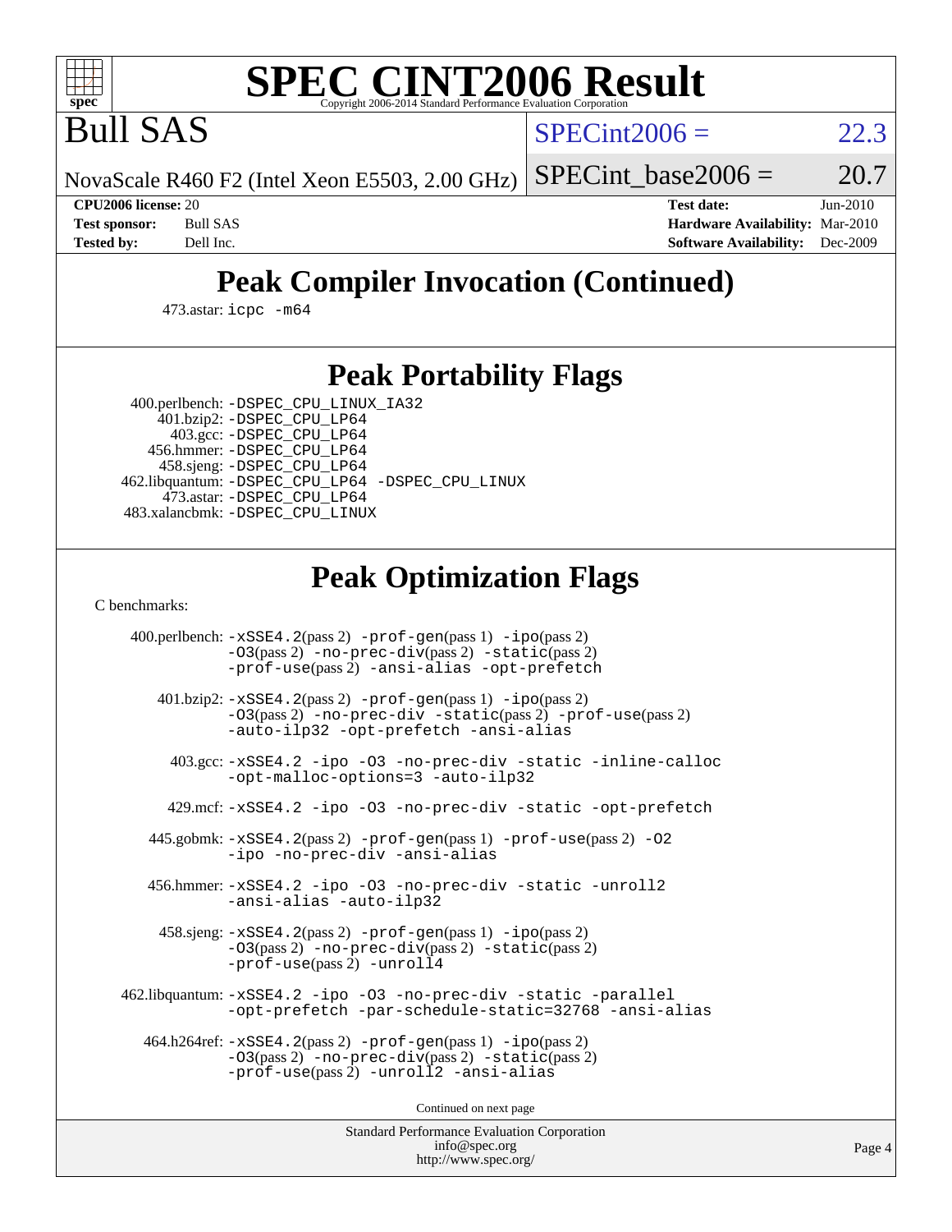# SPEC CINT2006 Result

Copyright 2006-2014 Standard Performance Evaluation Corporation

# Bull SAS

NovaScale R460 F2 (Intel Xeon E5503, 2.00 GHz)

SPECint2006 = 22.3

SPECint_base2006 = 20.7

**CPU2006 license:** 20
**Test sponsor:** Bull SAS
**Tested by:** Dell Inc.

**Test date:** Jun-2010
**Hardware Availability:** Mar-2010
**Software Availability:** Dec-2009

## Peak Compiler Invocation (Continued)

473.astar: icpc -m64

## Peak Portability Flags

400.perlbench: -DSPEC_CPU_LINUX_IA32
401.bzip2: -DSPEC_CPU_LP64
403.gcc: -DSPEC_CPU_LP64
456.hmmer: -DSPEC_CPU_LP64
458.sjeng: -DSPEC_CPU_LP64
462.libquantum: -DSPEC_CPU_LP64 -DSPEC_CPU_LINUX
473.astar: -DSPEC_CPU_LP64
483.xalancbmk: -DSPEC_CPU_LINUX

## Peak Optimization Flags

C benchmarks:

400.perlbench: -xSSE4.2(pass 2) -prof-gen(pass 1) -ipo(pass 2) -O3(pass 2) -no-prec-div(pass 2) -static(pass 2) -prof-use(pass 2) -ansi-alias -opt-prefetch

401.bzip2: -xSSE4.2(pass 2) -prof-gen(pass 1) -ipo(pass 2) -O3(pass 2) -no-prec-div -static(pass 2) -prof-use(pass 2) -auto-ilp32 -opt-prefetch -ansi-alias

403.gcc: -xSSE4.2 -ipo -O3 -no-prec-div -static -inline-calloc -opt-malloc-options=3 -auto-ilp32

429.mcf: -xSSE4.2 -ipo -O3 -no-prec-div -static -opt-prefetch

445.gobmk: -xSSE4.2(pass 2) -prof-gen(pass 1) -prof-use(pass 2) -O2 -ipo -no-prec-div -ansi-alias

456.hmmer: -xSSE4.2 -ipo -O3 -no-prec-div -static -unroll2 -ansi-alias -auto-ilp32

458.sjeng: -xSSE4.2(pass 2) -prof-gen(pass 1) -ipo(pass 2) -O3(pass 2) -no-prec-div(pass 2) -static(pass 2) -prof-use(pass 2) -unroll4

462.libquantum: -xSSE4.2 -ipo -O3 -no-prec-div -static -parallel -opt-prefetch -par-schedule-static=32768 -ansi-alias

464.h264ref: -xSSE4.2(pass 2) -prof-gen(pass 1) -ipo(pass 2) -O3(pass 2) -no-prec-div(pass 2) -static(pass 2) -prof-use(pass 2) -unroll2 -ansi-alias

Continued on next page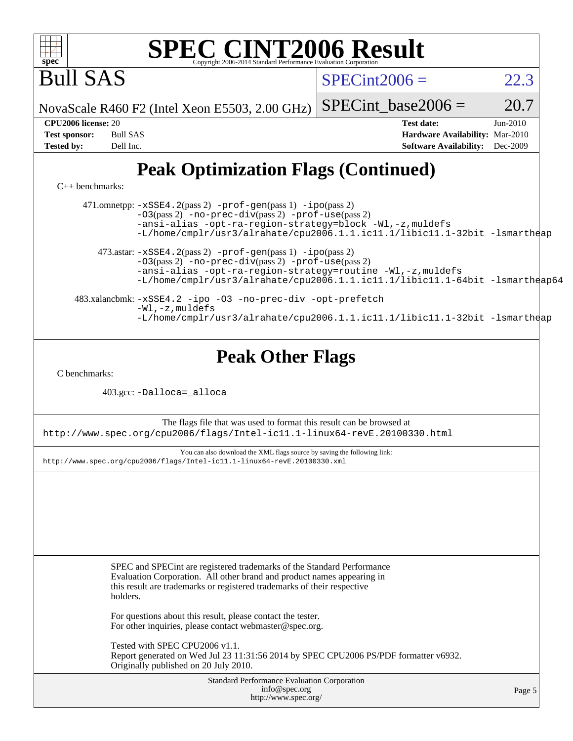# Peak Optimization Flags (Continued)

C++ benchmarks:

471.omnetpp: -xSSE4.2(pass 2) -prof-gen(pass 1) -ipo(pass 2)
-O3(pass 2) -no-prec-div(pass 2) -prof-use(pass 2)
-ansi-alias -opt-ra-region-strategy=block -Wl,-z,muldefs
-L/home/cmplr/usr3/alrahate/cpu2006.1.1.ic11.1/libic11.1-32bit -lsmartheap

473.astar: -xSSE4.2(pass 2) -prof-gen(pass 1) -ipo(pass 2)
-O3(pass 2) -no-prec-div(pass 2) -prof-use(pass 2)
-ansi-alias -opt-ra-region-strategy=routine -Wl,-z,muldefs
-L/home/cmplr/usr3/alrahate/cpu2006.1.1.ic11.1/libic11.1-64bit -lsmartheap64

483.xalancbmk: -xSSE4.2 -ipo -O3 -no-prec-div -opt-prefetch
-Wl,-z,muldefs
-L/home/cmplr/usr3/alrahate/cpu2006.1.1.ic11.1/libic11.1-32bit -lsmartheap

# Peak Other Flags

C benchmarks:

403.gcc: -Dalloca=_alloca

The flags file that was used to format this result can be browsed at
http://www.spec.org/cpu2006/flags/Intel-ic11.1-linux64-revE.20100330.html

You can also download the XML flags source by saving the following link:
http://www.spec.org/cpu2006/flags/Intel-ic11.1-linux64-revE.20100330.xml

SPEC and SPECint are registered trademarks of the Standard Performance Evaluation Corporation. All other brand and product names appearing in this result are trademarks or registered trademarks of their respective holders.

For questions about this result, please contact the tester.
For other inquiries, please contact webmaster@spec.org.

Tested with SPEC CPU2006 v1.1.
Report generated on Wed Jul 23 11:31:56 2014 by SPEC CPU2006 PS/PDF formatter v6932.
Originally published on 20 July 2010.